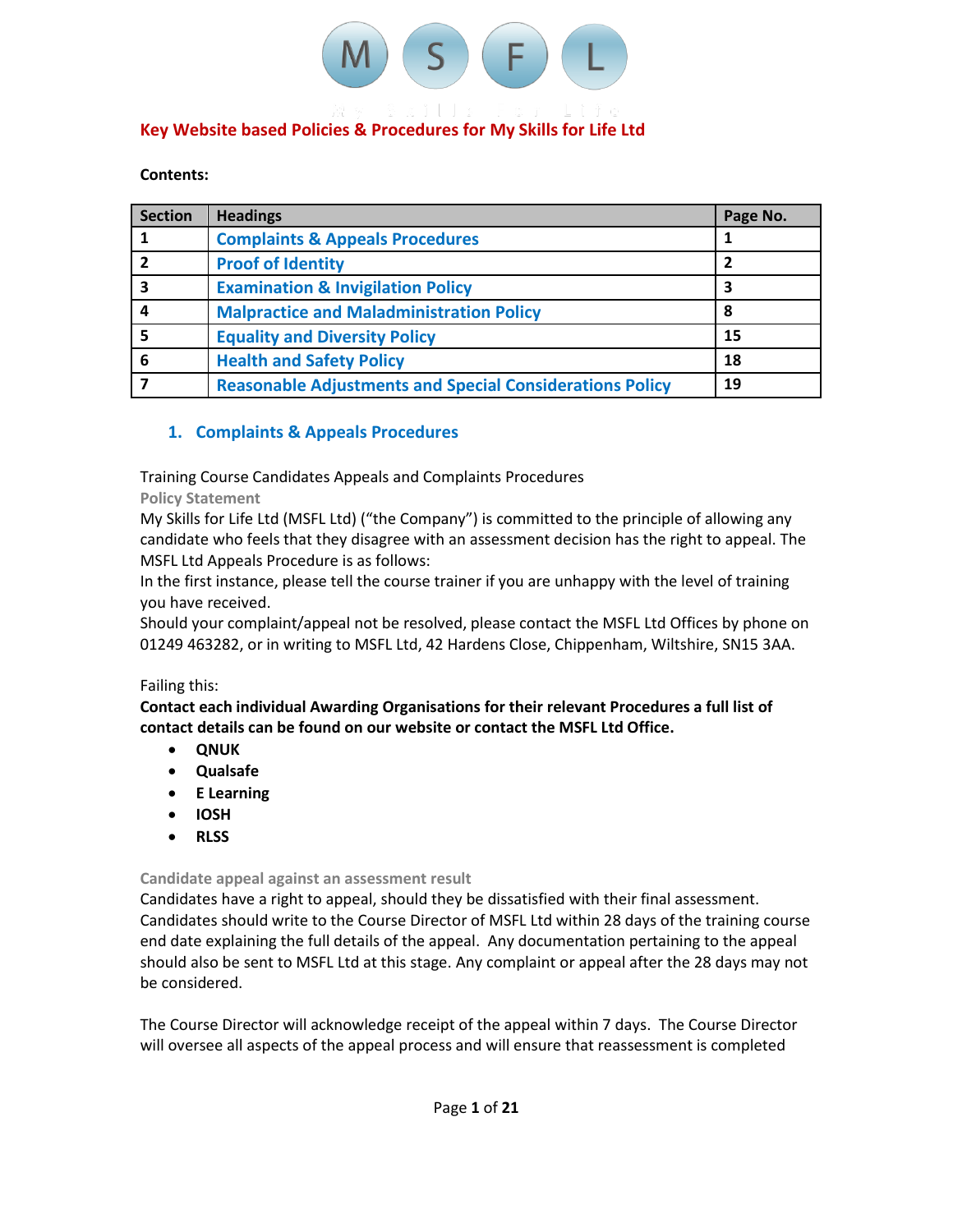# Key Website based Policies & Procedures for My Skills for Life Ltd

**Contents:**

| Section | Headings | Page No. |
|---|---|---|
| 1 | Complaints & Appeals Procedures | 1 |
| 2 | Proof of Identity | 2 |
| 3 | Examination & Invigilation Policy | 3 |
| 4 | Malpractice and Maladministration Policy | 8 |
| 5 | Equality and Diversity Policy | 15 |
| 6 | Health and Safety Policy | 18 |
| 7 | Reasonable Adjustments and Special Considerations Policy | 19 |

## 1. Complaints & Appeals Procedures

Training Course Candidates Appeals and Complaints Procedures

### Policy Statement

My Skills for Life Ltd (MSFL Ltd) ("the Company") is committed to the principle of allowing any candidate who feels that they disagree with an assessment decision has the right to appeal. The MSFL Ltd Appeals Procedure is as follows:

In the first instance, please tell the course trainer if you are unhappy with the level of training you have received.

Should your complaint/appeal not be resolved, please contact the MSFL Ltd Offices by phone on 01249 463282, or in writing to MSFL Ltd, 42 Hardens Close, Chippenham, Wiltshire, SN15 3AA.

Failing this:

**Contact each individual Awarding Organisations for their relevant Procedures a full list of contact details can be found on our website or contact the MSFL Ltd Office.**

- **QNUK**
- **Qualsafe**
- **E Learning**
- **IOSH**
- **RLSS**

### Candidate appeal against an assessment result

Candidates have a right to appeal, should they be dissatisfied with their final assessment. Candidates should write to the Course Director of MSFL Ltd within 28 days of the training course end date explaining the full details of the appeal. Any documentation pertaining to the appeal should also be sent to MSFL Ltd at this stage. Any complaint or appeal after the 28 days may not be considered.

The Course Director will acknowledge receipt of the appeal within 7 days. The Course Director will oversee all aspects of the appeal process and will ensure that reassessment is completed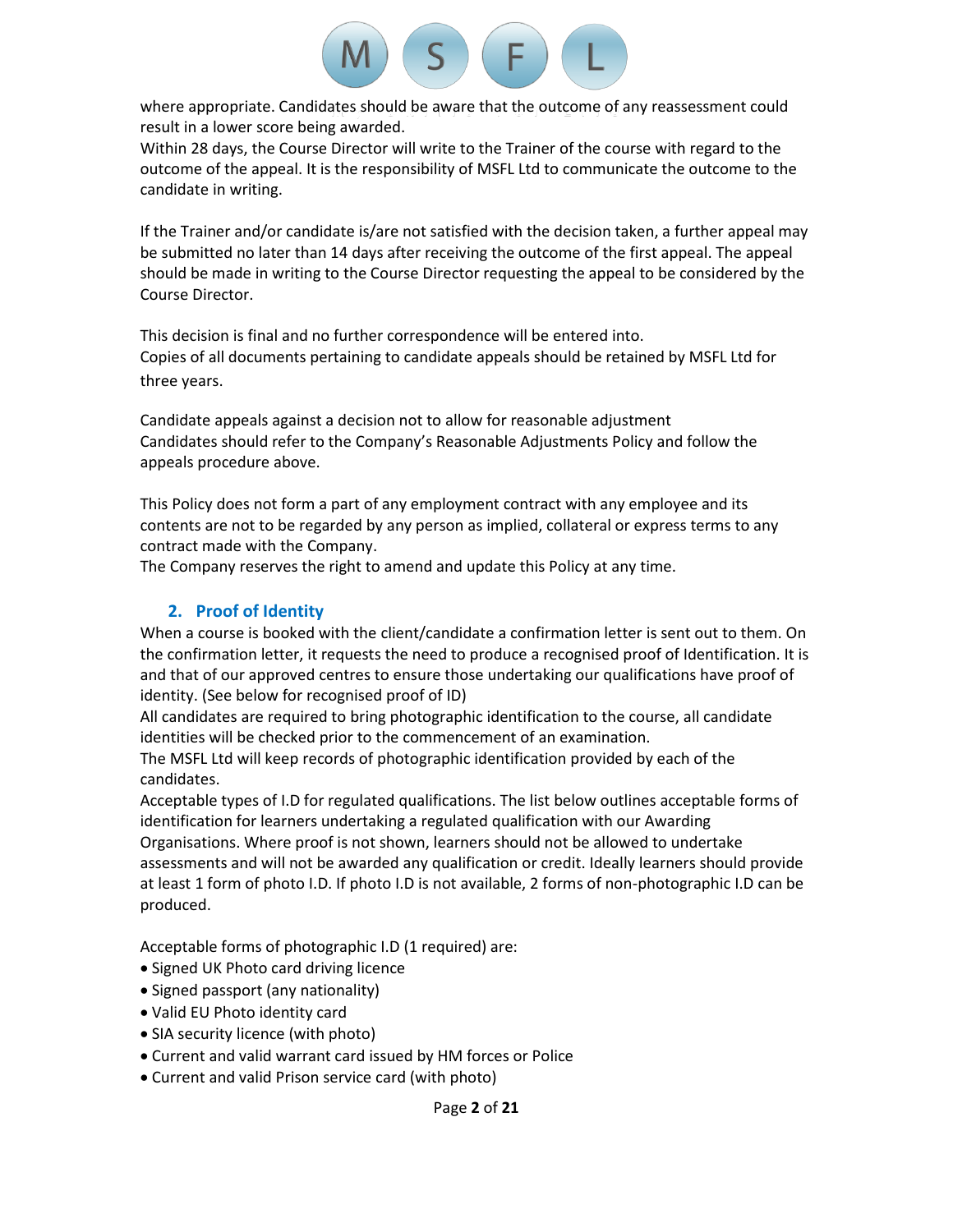where appropriate. Candidates should be aware that the outcome of any reassessment could result in a lower score being awarded.
Within 28 days, the Course Director will write to the Trainer of the course with regard to the outcome of the appeal. It is the responsibility of MSFL Ltd to communicate the outcome to the candidate in writing.

If the Trainer and/or candidate is/are not satisfied with the decision taken, a further appeal may be submitted no later than 14 days after receiving the outcome of the first appeal. The appeal should be made in writing to the Course Director requesting the appeal to be considered by the Course Director.

This decision is final and no further correspondence will be entered into.
Copies of all documents pertaining to candidate appeals should be retained by MSFL Ltd for three years.

Candidate appeals against a decision not to allow for reasonable adjustment
Candidates should refer to the Company's Reasonable Adjustments Policy and follow the appeals procedure above.

This Policy does not form a part of any employment contract with any employee and its contents are not to be regarded by any person as implied, collateral or express terms to any contract made with the Company.
The Company reserves the right to amend and update this Policy at any time.

## 2. Proof of Identity

When a course is booked with the client/candidate a confirmation letter is sent out to them. On the confirmation letter, it requests the need to produce a recognised proof of Identification. It is and that of our approved centres to ensure those undertaking our qualifications have proof of identity. (See below for recognised proof of ID)
All candidates are required to bring photographic identification to the course, all candidate identities will be checked prior to the commencement of an examination.
The MSFL Ltd will keep records of photographic identification provided by each of the candidates.
Acceptable types of I.D for regulated qualifications. The list below outlines acceptable forms of identification for learners undertaking a regulated qualification with our Awarding Organisations. Where proof is not shown, learners should not be allowed to undertake assessments and will not be awarded any qualification or credit. Ideally learners should provide at least 1 form of photo I.D. If photo I.D is not available, 2 forms of non-photographic I.D can be produced.

Acceptable forms of photographic I.D (1 required) are:

- Signed UK Photo card driving licence
- Signed passport (any nationality)
- Valid EU Photo identity card
- SIA security licence (with photo)
- Current and valid warrant card issued by HM forces or Police
- Current and valid Prison service card (with photo)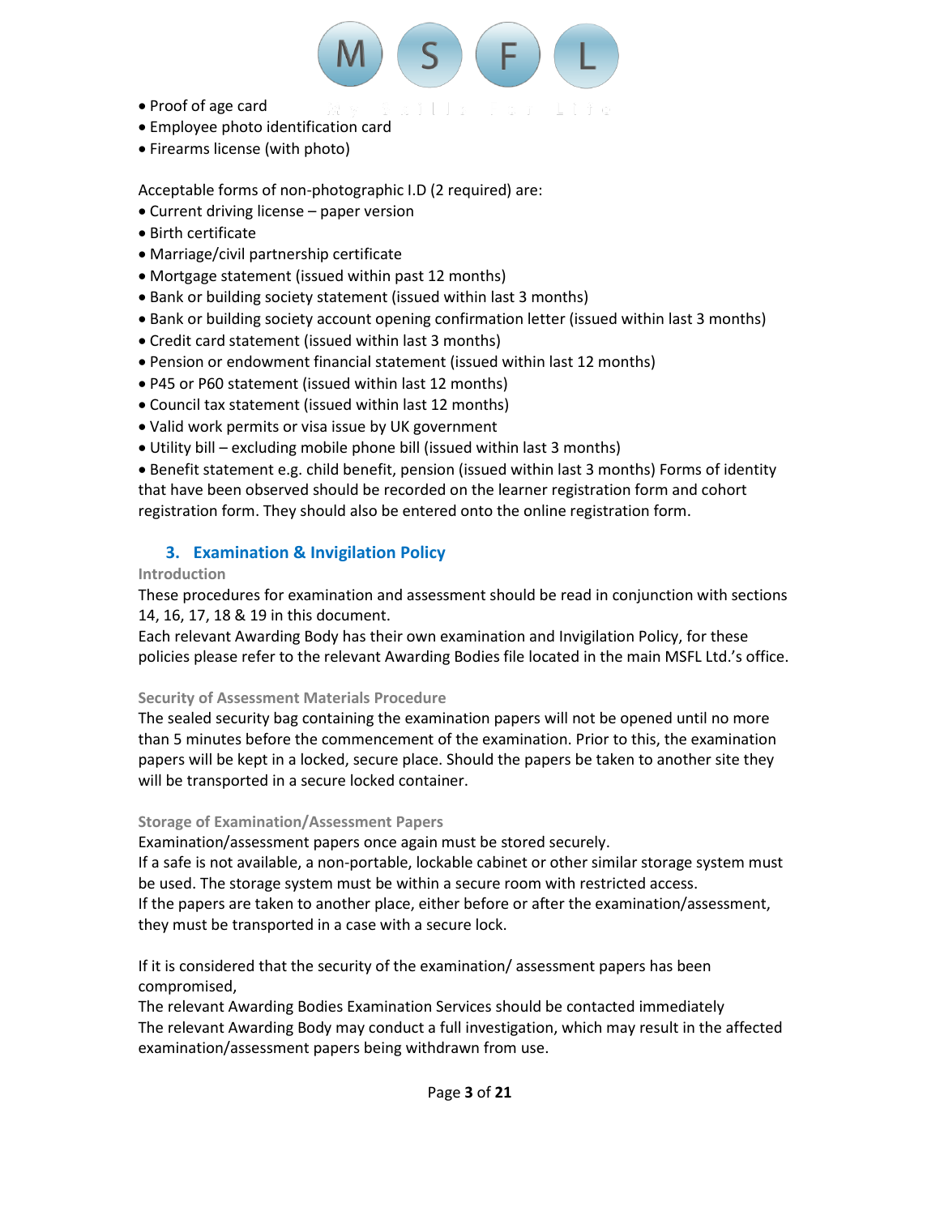- Proof of age card
- Employee photo identification card
- Firearms license (with photo)

Acceptable forms of non-photographic I.D (2 required) are:

- Current driving license – paper version
- Birth certificate
- Marriage/civil partnership certificate
- Mortgage statement (issued within past 12 months)
- Bank or building society statement (issued within last 3 months)
- Bank or building society account opening confirmation letter (issued within last 3 months)
- Credit card statement (issued within last 3 months)
- Pension or endowment financial statement (issued within last 12 months)
- P45 or P60 statement (issued within last 12 months)
- Council tax statement (issued within last 12 months)
- Valid work permits or visa issue by UK government
- Utility bill – excluding mobile phone bill (issued within last 3 months)
- Benefit statement e.g. child benefit, pension (issued within last 3 months) Forms of identity that have been observed should be recorded on the learner registration form and cohort registration form. They should also be entered onto the online registration form.

## 3. Examination & Invigilation Policy

### Introduction

These procedures for examination and assessment should be read in conjunction with sections 14, 16, 17, 18 & 19 in this document.
Each relevant Awarding Body has their own examination and Invigilation Policy, for these policies please refer to the relevant Awarding Bodies file located in the main MSFL Ltd.'s office.

### Security of Assessment Materials Procedure

The sealed security bag containing the examination papers will not be opened until no more than 5 minutes before the commencement of the examination. Prior to this, the examination papers will be kept in a locked, secure place. Should the papers be taken to another site they will be transported in a secure locked container.

### Storage of Examination/Assessment Papers

Examination/assessment papers once again must be stored securely.
If a safe is not available, a non-portable, lockable cabinet or other similar storage system must be used. The storage system must be within a secure room with restricted access.
If the papers are taken to another place, either before or after the examination/assessment, they must be transported in a case with a secure lock.

If it is considered that the security of the examination/ assessment papers has been compromised,
The relevant Awarding Bodies Examination Services should be contacted immediately
The relevant Awarding Body may conduct a full investigation, which may result in the affected examination/assessment papers being withdrawn from use.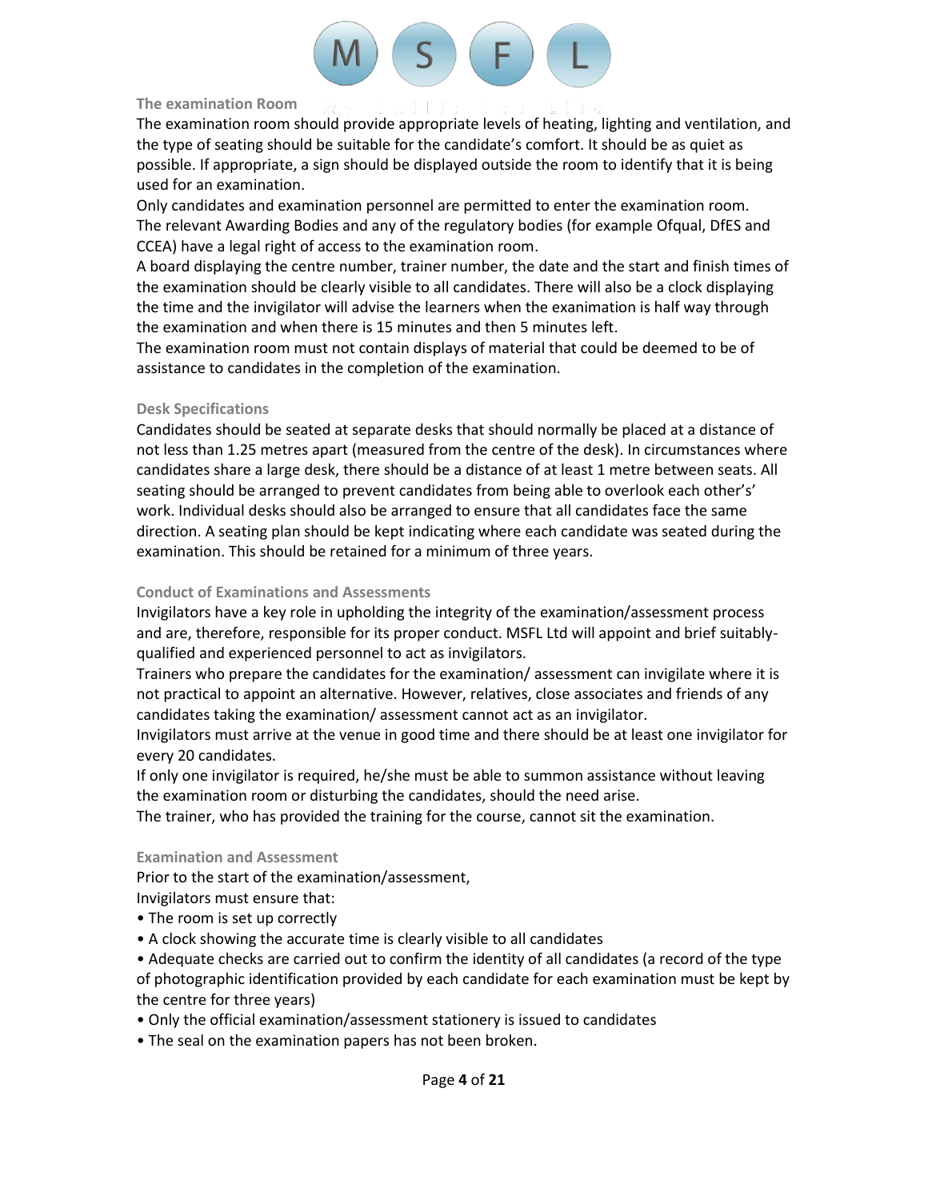### The examination Room

The examination room should provide appropriate levels of heating, lighting and ventilation, and the type of seating should be suitable for the candidate's comfort. It should be as quiet as possible. If appropriate, a sign should be displayed outside the room to identify that it is being used for an examination.

Only candidates and examination personnel are permitted to enter the examination room. The relevant Awarding Bodies and any of the regulatory bodies (for example Ofqual, DfES and CCEA) have a legal right of access to the examination room.

A board displaying the centre number, trainer number, the date and the start and finish times of the examination should be clearly visible to all candidates. There will also be a clock displaying the time and the invigilator will advise the learners when the exanimation is half way through the examination and when there is 15 minutes and then 5 minutes left.

The examination room must not contain displays of material that could be deemed to be of assistance to candidates in the completion of the examination.

### Desk Specifications

Candidates should be seated at separate desks that should normally be placed at a distance of not less than 1.25 metres apart (measured from the centre of the desk). In circumstances where candidates share a large desk, there should be a distance of at least 1 metre between seats. All seating should be arranged to prevent candidates from being able to overlook each other's' work. Individual desks should also be arranged to ensure that all candidates face the same direction. A seating plan should be kept indicating where each candidate was seated during the examination. This should be retained for a minimum of three years.

### Conduct of Examinations and Assessments

Invigilators have a key role in upholding the integrity of the examination/assessment process and are, therefore, responsible for its proper conduct. MSFL Ltd will appoint and brief suitably-qualified and experienced personnel to act as invigilators.

Trainers who prepare the candidates for the examination/ assessment can invigilate where it is not practical to appoint an alternative. However, relatives, close associates and friends of any candidates taking the examination/ assessment cannot act as an invigilator.

Invigilators must arrive at the venue in good time and there should be at least one invigilator for every 20 candidates.

If only one invigilator is required, he/she must be able to summon assistance without leaving the examination room or disturbing the candidates, should the need arise.

The trainer, who has provided the training for the course, cannot sit the examination.

### Examination and Assessment

Prior to the start of the examination/assessment,

Invigilators must ensure that:

- The room is set up correctly
- A clock showing the accurate time is clearly visible to all candidates
- Adequate checks are carried out to confirm the identity of all candidates (a record of the type of photographic identification provided by each candidate for each examination must be kept by the centre for three years)
- Only the official examination/assessment stationery is issued to candidates
- The seal on the examination papers has not been broken.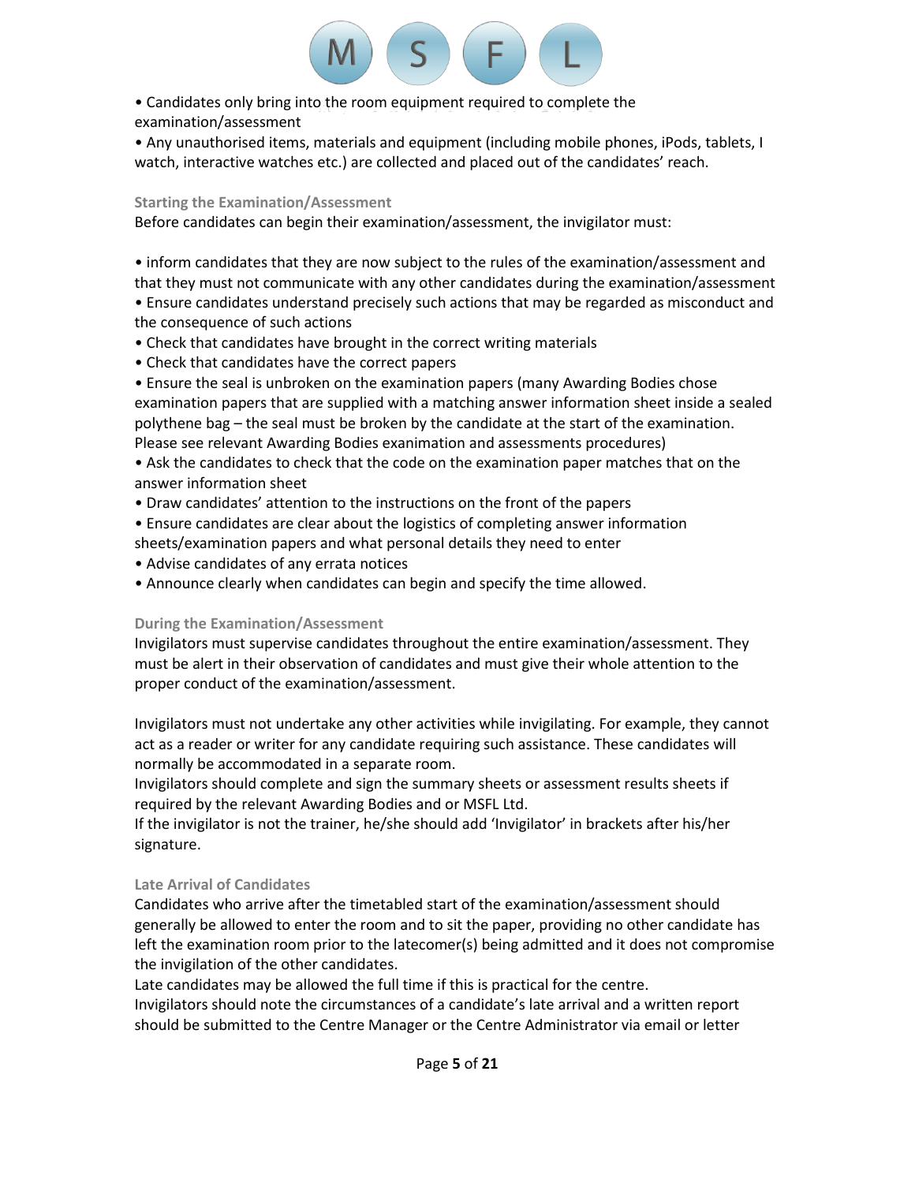• Candidates only bring into the room equipment required to complete the examination/assessment

• Any unauthorised items, materials and equipment (including mobile phones, iPods, tablets, I watch, interactive watches etc.) are collected and placed out of the candidates' reach.

### Starting the Examination/Assessment

Before candidates can begin their examination/assessment, the invigilator must:

• inform candidates that they are now subject to the rules of the examination/assessment and that they must not communicate with any other candidates during the examination/assessment

• Ensure candidates understand precisely such actions that may be regarded as misconduct and the consequence of such actions

• Check that candidates have brought in the correct writing materials

• Check that candidates have the correct papers

• Ensure the seal is unbroken on the examination papers (many Awarding Bodies chose examination papers that are supplied with a matching answer information sheet inside a sealed polythene bag – the seal must be broken by the candidate at the start of the examination. Please see relevant Awarding Bodies exanimation and assessments procedures)

• Ask the candidates to check that the code on the examination paper matches that on the answer information sheet

• Draw candidates' attention to the instructions on the front of the papers

• Ensure candidates are clear about the logistics of completing answer information sheets/examination papers and what personal details they need to enter

• Advise candidates of any errata notices

• Announce clearly when candidates can begin and specify the time allowed.

### During the Examination/Assessment

Invigilators must supervise candidates throughout the entire examination/assessment. They must be alert in their observation of candidates and must give their whole attention to the proper conduct of the examination/assessment.

Invigilators must not undertake any other activities while invigilating. For example, they cannot act as a reader or writer for any candidate requiring such assistance. These candidates will normally be accommodated in a separate room.

Invigilators should complete and sign the summary sheets or assessment results sheets if required by the relevant Awarding Bodies and or MSFL Ltd.

If the invigilator is not the trainer, he/she should add 'Invigilator' in brackets after his/her signature.

### Late Arrival of Candidates

Candidates who arrive after the timetabled start of the examination/assessment should generally be allowed to enter the room and to sit the paper, providing no other candidate has left the examination room prior to the latecomer(s) being admitted and it does not compromise the invigilation of the other candidates.

Late candidates may be allowed the full time if this is practical for the centre.

Invigilators should note the circumstances of a candidate's late arrival and a written report should be submitted to the Centre Manager or the Centre Administrator via email or letter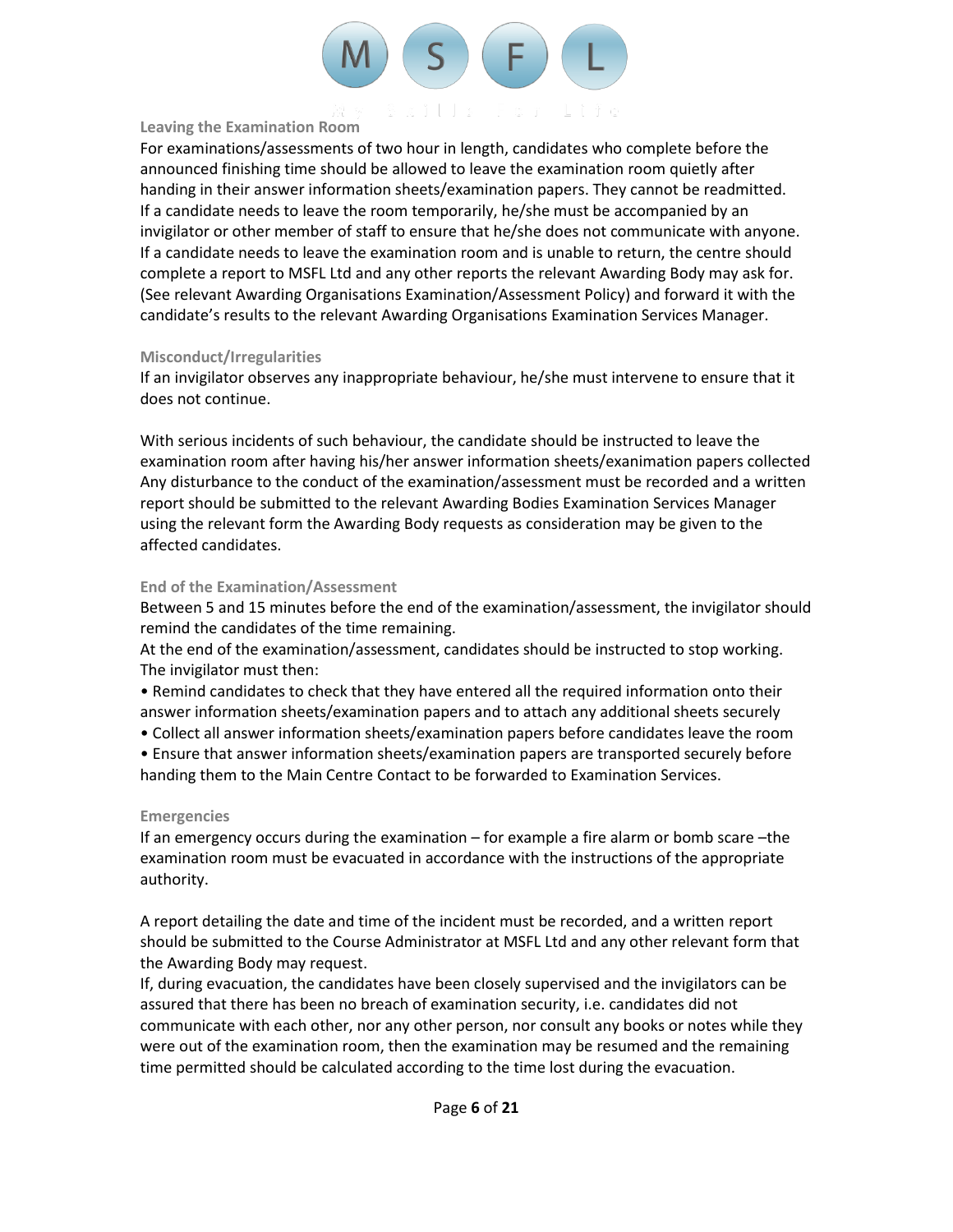### Leaving the Examination Room

For examinations/assessments of two hour in length, candidates who complete before the announced finishing time should be allowed to leave the examination room quietly after handing in their answer information sheets/examination papers. They cannot be readmitted. If a candidate needs to leave the room temporarily, he/she must be accompanied by an invigilator or other member of staff to ensure that he/she does not communicate with anyone. If a candidate needs to leave the examination room and is unable to return, the centre should complete a report to MSFL Ltd and any other reports the relevant Awarding Body may ask for. (See relevant Awarding Organisations Examination/Assessment Policy) and forward it with the candidate's results to the relevant Awarding Organisations Examination Services Manager.

### Misconduct/Irregularities

If an invigilator observes any inappropriate behaviour, he/she must intervene to ensure that it does not continue.

With serious incidents of such behaviour, the candidate should be instructed to leave the examination room after having his/her answer information sheets/exanimation papers collected Any disturbance to the conduct of the examination/assessment must be recorded and a written report should be submitted to the relevant Awarding Bodies Examination Services Manager using the relevant form the Awarding Body requests as consideration may be given to the affected candidates.

### End of the Examination/Assessment

Between 5 and 15 minutes before the end of the examination/assessment, the invigilator should remind the candidates of the time remaining.
At the end of the examination/assessment, candidates should be instructed to stop working. The invigilator must then:

- Remind candidates to check that they have entered all the required information onto their answer information sheets/examination papers and to attach any additional sheets securely
- Collect all answer information sheets/examination papers before candidates leave the room
- Ensure that answer information sheets/examination papers are transported securely before handing them to the Main Centre Contact to be forwarded to Examination Services.

### Emergencies

If an emergency occurs during the examination – for example a fire alarm or bomb scare –the examination room must be evacuated in accordance with the instructions of the appropriate authority.

A report detailing the date and time of the incident must be recorded, and a written report should be submitted to the Course Administrator at MSFL Ltd and any other relevant form that the Awarding Body may request.
If, during evacuation, the candidates have been closely supervised and the invigilators can be assured that there has been no breach of examination security, i.e. candidates did not communicate with each other, nor any other person, nor consult any books or notes while they were out of the examination room, then the examination may be resumed and the remaining time permitted should be calculated according to the time lost during the evacuation.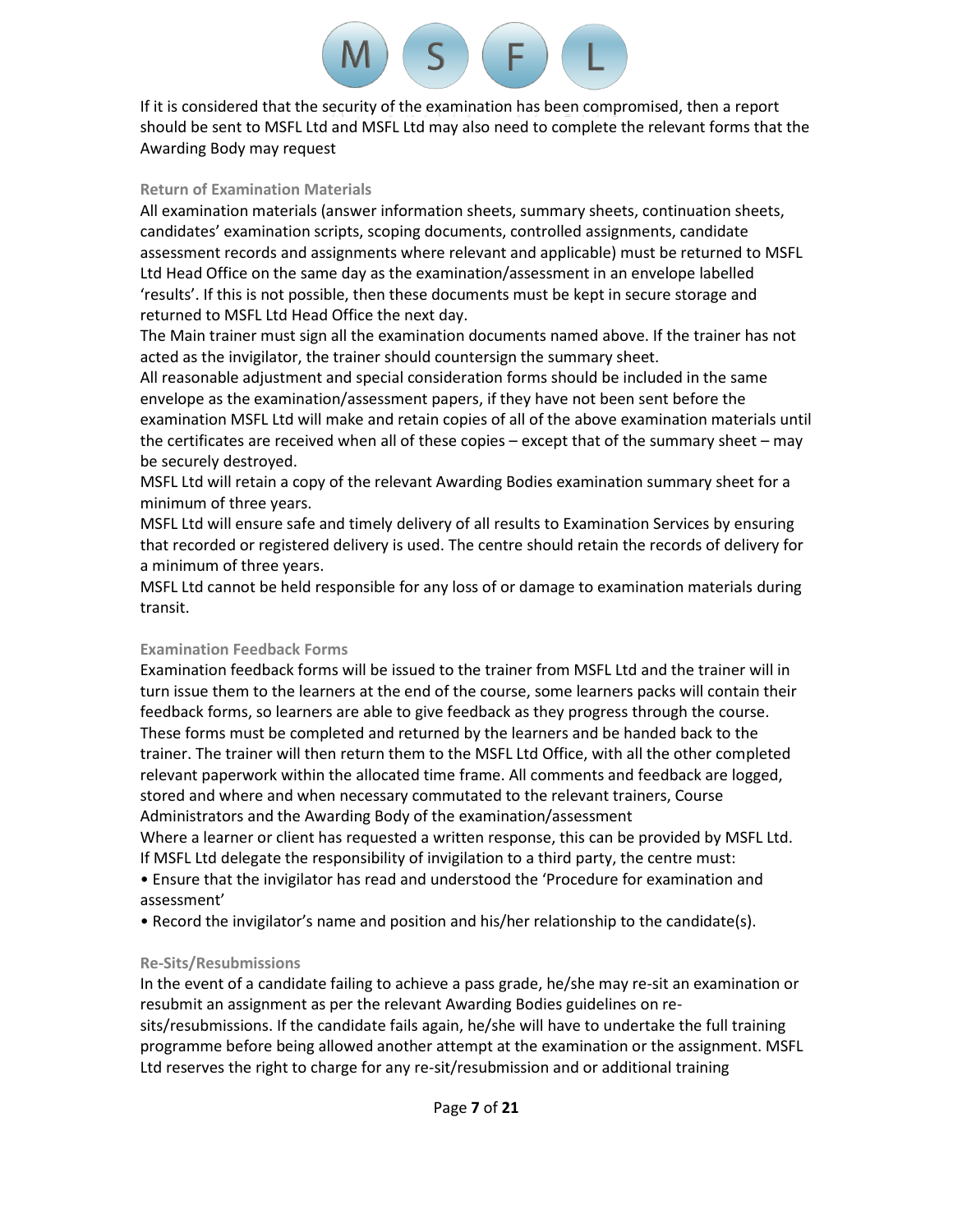If it is considered that the security of the examination has been compromised, then a report should be sent to MSFL Ltd and MSFL Ltd may also need to complete the relevant forms that the Awarding Body may request

### Return of Examination Materials

All examination materials (answer information sheets, summary sheets, continuation sheets, candidates' examination scripts, scoping documents, controlled assignments, candidate assessment records and assignments where relevant and applicable) must be returned to MSFL Ltd Head Office on the same day as the examination/assessment in an envelope labelled 'results'. If this is not possible, then these documents must be kept in secure storage and returned to MSFL Ltd Head Office the next day.

The Main trainer must sign all the examination documents named above. If the trainer has not acted as the invigilator, the trainer should countersign the summary sheet.

All reasonable adjustment and special consideration forms should be included in the same envelope as the examination/assessment papers, if they have not been sent before the examination MSFL Ltd will make and retain copies of all of the above examination materials until the certificates are received when all of these copies – except that of the summary sheet – may be securely destroyed.

MSFL Ltd will retain a copy of the relevant Awarding Bodies examination summary sheet for a minimum of three years.

MSFL Ltd will ensure safe and timely delivery of all results to Examination Services by ensuring that recorded or registered delivery is used. The centre should retain the records of delivery for a minimum of three years.

MSFL Ltd cannot be held responsible for any loss of or damage to examination materials during transit.

### Examination Feedback Forms

Examination feedback forms will be issued to the trainer from MSFL Ltd and the trainer will in turn issue them to the learners at the end of the course, some learners packs will contain their feedback forms, so learners are able to give feedback as they progress through the course. These forms must be completed and returned by the learners and be handed back to the trainer. The trainer will then return them to the MSFL Ltd Office, with all the other completed relevant paperwork within the allocated time frame. All comments and feedback are logged, stored and where and when necessary commutated to the relevant trainers, Course Administrators and the Awarding Body of the examination/assessment

Where a learner or client has requested a written response, this can be provided by MSFL Ltd.

If MSFL Ltd delegate the responsibility of invigilation to a third party, the centre must:

- Ensure that the invigilator has read and understood the 'Procedure for examination and assessment'
- Record the invigilator's name and position and his/her relationship to the candidate(s).

### Re-Sits/Resubmissions

In the event of a candidate failing to achieve a pass grade, he/she may re-sit an examination or resubmit an assignment as per the relevant Awarding Bodies guidelines on re-sits/resubmissions. If the candidate fails again, he/she will have to undertake the full training programme before being allowed another attempt at the examination or the assignment. MSFL Ltd reserves the right to charge for any re-sit/resubmission and or additional training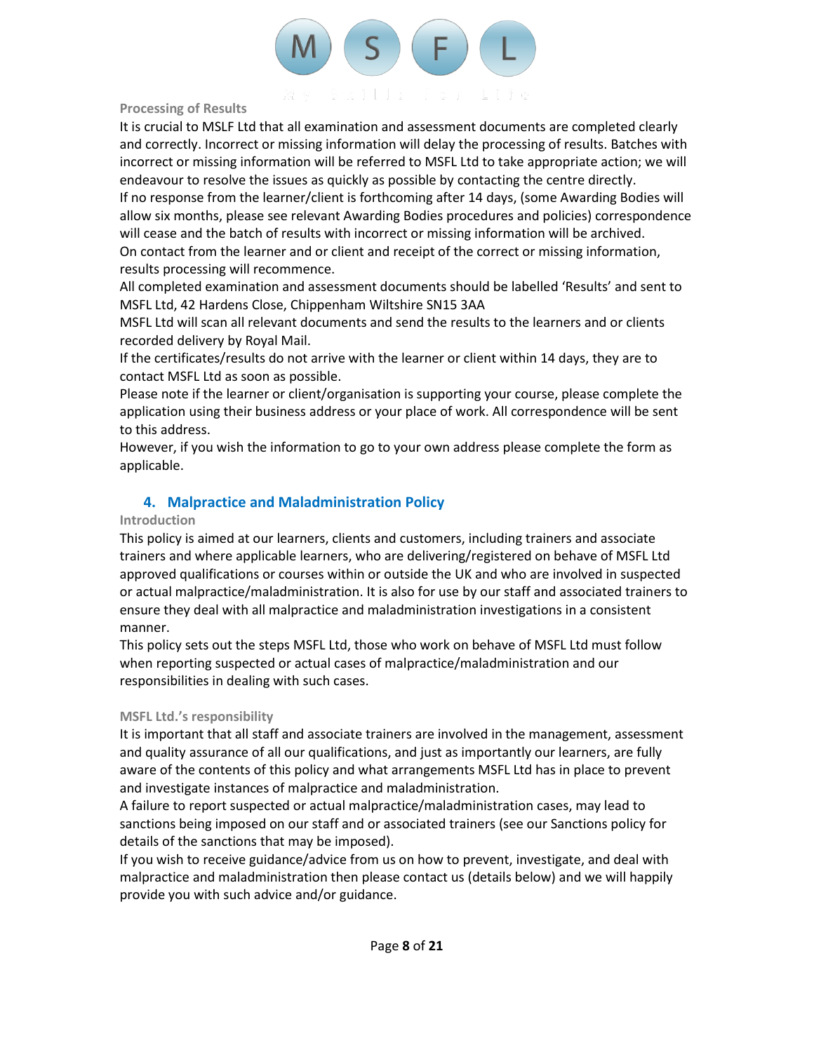### Processing of Results

It is crucial to MSLF Ltd that all examination and assessment documents are completed clearly and correctly. Incorrect or missing information will delay the processing of results. Batches with incorrect or missing information will be referred to MSFL Ltd to take appropriate action; we will endeavour to resolve the issues as quickly as possible by contacting the centre directly.

If no response from the learner/client is forthcoming after 14 days, (some Awarding Bodies will allow six months, please see relevant Awarding Bodies procedures and policies) correspondence will cease and the batch of results with incorrect or missing information will be archived.

On contact from the learner and or client and receipt of the correct or missing information, results processing will recommence.

All completed examination and assessment documents should be labelled 'Results' and sent to MSFL Ltd, 42 Hardens Close, Chippenham Wiltshire SN15 3AA

MSFL Ltd will scan all relevant documents and send the results to the learners and or clients recorded delivery by Royal Mail.

If the certificates/results do not arrive with the learner or client within 14 days, they are to contact MSFL Ltd as soon as possible.

Please note if the learner or client/organisation is supporting your course, please complete the application using their business address or your place of work. All correspondence will be sent to this address.

However, if you wish the information to go to your own address please complete the form as applicable.

## 4. Malpractice and Maladministration Policy

### Introduction

This policy is aimed at our learners, clients and customers, including trainers and associate trainers and where applicable learners, who are delivering/registered on behave of MSFL Ltd approved qualifications or courses within or outside the UK and who are involved in suspected or actual malpractice/maladministration. It is also for use by our staff and associated trainers to ensure they deal with all malpractice and maladministration investigations in a consistent manner.

This policy sets out the steps MSFL Ltd, those who work on behave of MSFL Ltd must follow when reporting suspected or actual cases of malpractice/maladministration and our responsibilities in dealing with such cases.

### MSFL Ltd.'s responsibility

It is important that all staff and associate trainers are involved in the management, assessment and quality assurance of all our qualifications, and just as importantly our learners, are fully aware of the contents of this policy and what arrangements MSFL Ltd has in place to prevent and investigate instances of malpractice and maladministration.

A failure to report suspected or actual malpractice/maladministration cases, may lead to sanctions being imposed on our staff and or associated trainers (see our Sanctions policy for details of the sanctions that may be imposed).

If you wish to receive guidance/advice from us on how to prevent, investigate, and deal with malpractice and maladministration then please contact us (details below) and we will happily provide you with such advice and/or guidance.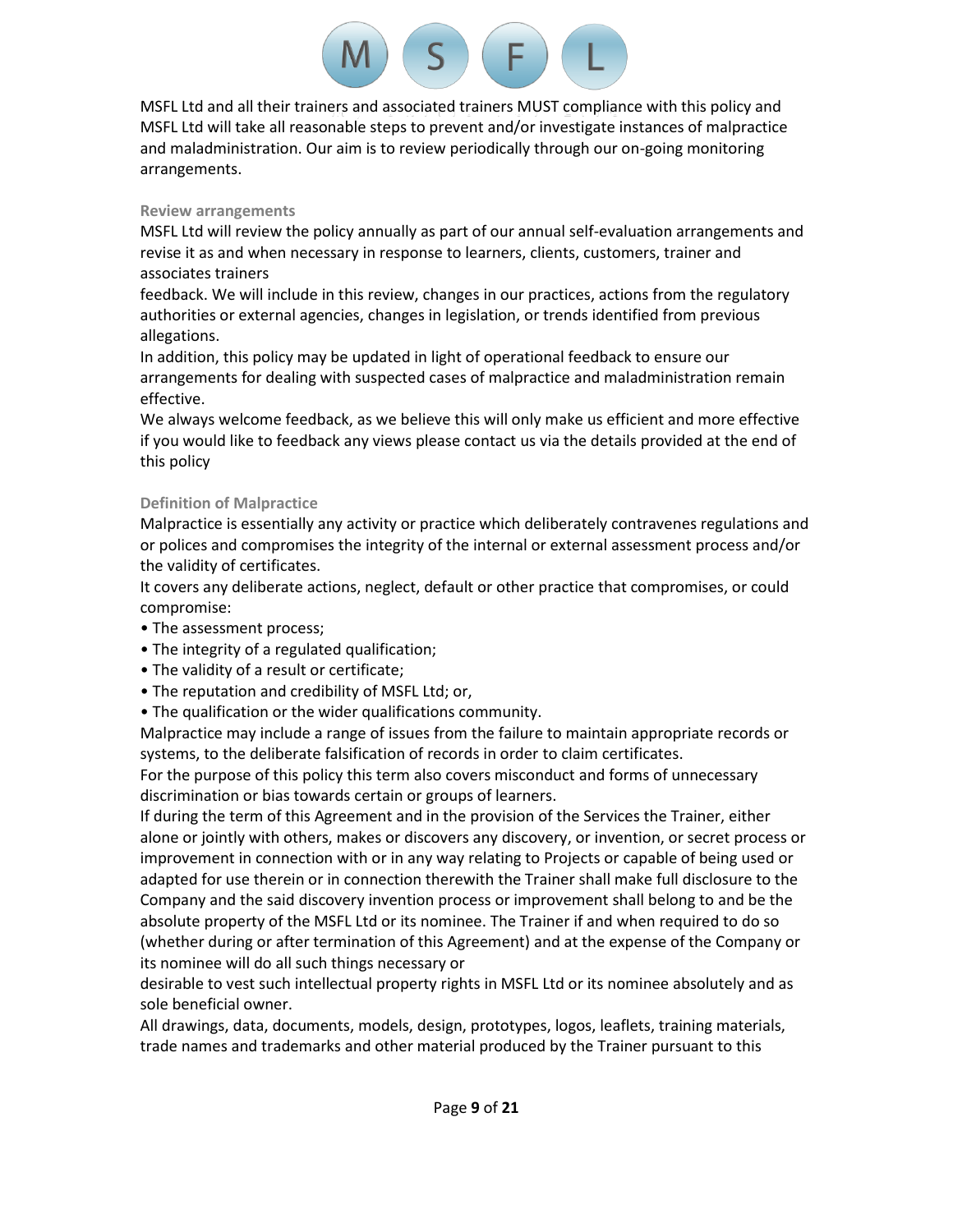MSFL Ltd and all their trainers and associated trainers MUST compliance with this policy and MSFL Ltd will take all reasonable steps to prevent and/or investigate instances of malpractice and maladministration. Our aim is to review periodically through our on-going monitoring arrangements.

### Review arrangements

MSFL Ltd will review the policy annually as part of our annual self-evaluation arrangements and revise it as and when necessary in response to learners, clients, customers, trainer and associates trainers feedback. We will include in this review, changes in our practices, actions from the regulatory authorities or external agencies, changes in legislation, or trends identified from previous allegations.

In addition, this policy may be updated in light of operational feedback to ensure our arrangements for dealing with suspected cases of malpractice and maladministration remain effective.

We always welcome feedback, as we believe this will only make us efficient and more effective if you would like to feedback any views please contact us via the details provided at the end of this policy

### Definition of Malpractice

Malpractice is essentially any activity or practice which deliberately contravenes regulations and or polices and compromises the integrity of the internal or external assessment process and/or the validity of certificates.

It covers any deliberate actions, neglect, default or other practice that compromises, or could compromise:

- The assessment process;
- The integrity of a regulated qualification;
- The validity of a result or certificate;
- The reputation and credibility of MSFL Ltd; or,
- The qualification or the wider qualifications community.

Malpractice may include a range of issues from the failure to maintain appropriate records or systems, to the deliberate falsification of records in order to claim certificates.

For the purpose of this policy this term also covers misconduct and forms of unnecessary discrimination or bias towards certain or groups of learners.

If during the term of this Agreement and in the provision of the Services the Trainer, either alone or jointly with others, makes or discovers any discovery, or invention, or secret process or improvement in connection with or in any way relating to Projects or capable of being used or adapted for use therein or in connection therewith the Trainer shall make full disclosure to the Company and the said discovery invention process or improvement shall belong to and be the absolute property of the MSFL Ltd or its nominee. The Trainer if and when required to do so (whether during or after termination of this Agreement) and at the expense of the Company or its nominee will do all such things necessary or desirable to vest such intellectual property rights in MSFL Ltd or its nominee absolutely and as sole beneficial owner.

All drawings, data, documents, models, design, prototypes, logos, leaflets, training materials, trade names and trademarks and other material produced by the Trainer pursuant to this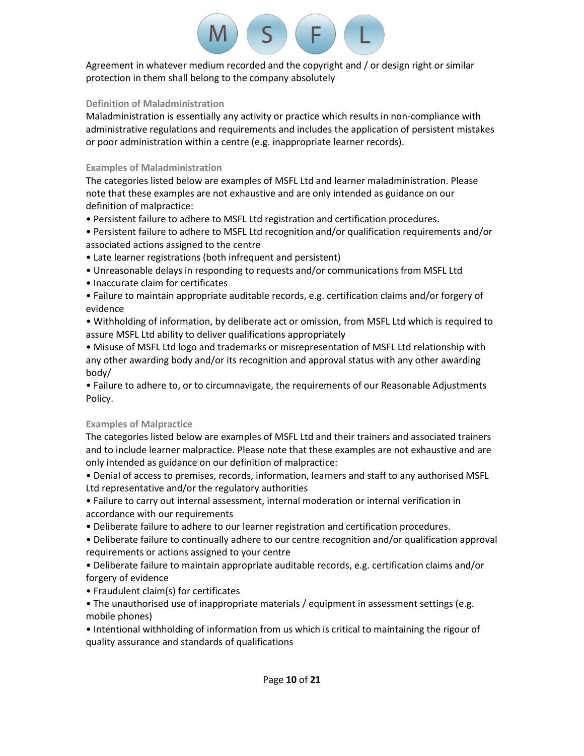Agreement in whatever medium recorded and the copyright and / or design right or similar protection in them shall belong to the company absolutely

### Definition of Maladministration

Maladministration is essentially any activity or practice which results in non-compliance with administrative regulations and requirements and includes the application of persistent mistakes or poor administration within a centre (e.g. inappropriate learner records).

### Examples of Maladministration

The categories listed below are examples of MSFL Ltd and learner maladministration. Please note that these examples are not exhaustive and are only intended as guidance on our definition of malpractice:

- Persistent failure to adhere to MSFL Ltd registration and certification procedures.
- Persistent failure to adhere to MSFL Ltd recognition and/or qualification requirements and/or associated actions assigned to the centre
- Late learner registrations (both infrequent and persistent)
- Unreasonable delays in responding to requests and/or communications from MSFL Ltd
- Inaccurate claim for certificates
- Failure to maintain appropriate auditable records, e.g. certification claims and/or forgery of evidence
- Withholding of information, by deliberate act or omission, from MSFL Ltd which is required to assure MSFL Ltd ability to deliver qualifications appropriately
- Misuse of MSFL Ltd logo and trademarks or misrepresentation of MSFL Ltd relationship with any other awarding body and/or its recognition and approval status with any other awarding body/
- Failure to adhere to, or to circumnavigate, the requirements of our Reasonable Adjustments Policy.

### Examples of Malpractice

The categories listed below are examples of MSFL Ltd and their trainers and associated trainers and to include learner malpractice. Please note that these examples are not exhaustive and are only intended as guidance on our definition of malpractice:

- Denial of access to premises, records, information, learners and staff to any authorised MSFL Ltd representative and/or the regulatory authorities
- Failure to carry out internal assessment, internal moderation or internal verification in accordance with our requirements
- Deliberate failure to adhere to our learner registration and certification procedures.
- Deliberate failure to continually adhere to our centre recognition and/or qualification approval requirements or actions assigned to your centre
- Deliberate failure to maintain appropriate auditable records, e.g. certification claims and/or forgery of evidence
- Fraudulent claim(s) for certificates
- The unauthorised use of inappropriate materials / equipment in assessment settings (e.g. mobile phones)
- Intentional withholding of information from us which is critical to maintaining the rigour of quality assurance and standards of qualifications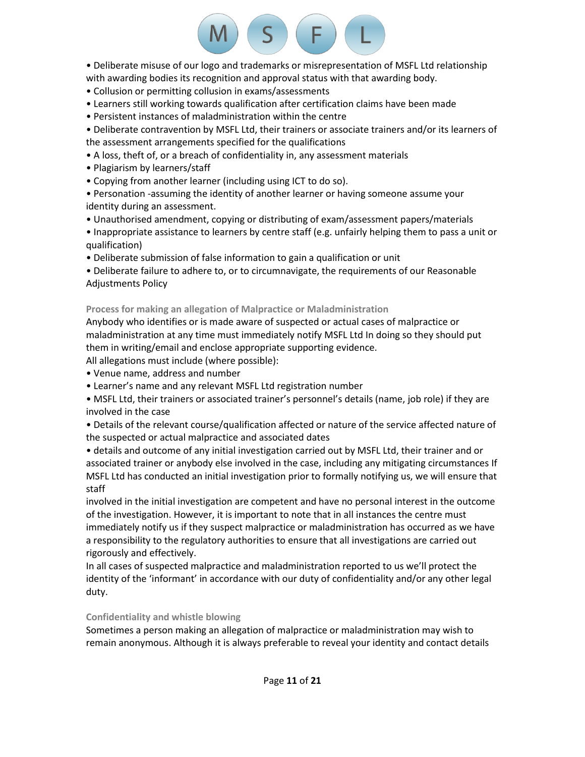- Deliberate misuse of our logo and trademarks or misrepresentation of MSFL Ltd relationship with awarding bodies its recognition and approval status with that awarding body.
- Collusion or permitting collusion in exams/assessments
- Learners still working towards qualification after certification claims have been made
- Persistent instances of maladministration within the centre
- Deliberate contravention by MSFL Ltd, their trainers or associate trainers and/or its learners of the assessment arrangements specified for the qualifications
- A loss, theft of, or a breach of confidentiality in, any assessment materials
- Plagiarism by learners/staff
- Copying from another learner (including using ICT to do so).
- Personation -assuming the identity of another learner or having someone assume your identity during an assessment.
- Unauthorised amendment, copying or distributing of exam/assessment papers/materials
- Inappropriate assistance to learners by centre staff (e.g. unfairly helping them to pass a unit or qualification)
- Deliberate submission of false information to gain a qualification or unit
- Deliberate failure to adhere to, or to circumnavigate, the requirements of our Reasonable Adjustments Policy

#### Process for making an allegation of Malpractice or Maladministration

Anybody who identifies or is made aware of suspected or actual cases of malpractice or maladministration at any time must immediately notify MSFL Ltd In doing so they should put them in writing/email and enclose appropriate supporting evidence.

All allegations must include (where possible):

- Venue name, address and number
- Learner's name and any relevant MSFL Ltd registration number
- MSFL Ltd, their trainers or associated trainer's personnel's details (name, job role) if they are involved in the case
- Details of the relevant course/qualification affected or nature of the service affected nature of the suspected or actual malpractice and associated dates
- details and outcome of any initial investigation carried out by MSFL Ltd, their trainer and or associated trainer or anybody else involved in the case, including any mitigating circumstances If MSFL Ltd has conducted an initial investigation prior to formally notifying us, we will ensure that staff involved in the initial investigation are competent and have no personal interest in the outcome of the investigation. However, it is important to note that in all instances the centre must immediately notify us if they suspect malpractice or maladministration has occurred as we have a responsibility to the regulatory authorities to ensure that all investigations are carried out rigorously and effectively.

In all cases of suspected malpractice and maladministration reported to us we'll protect the identity of the 'informant' in accordance with our duty of confidentiality and/or any other legal duty.

#### Confidentiality and whistle blowing

Sometimes a person making an allegation of malpractice or maladministration may wish to remain anonymous. Although it is always preferable to reveal your identity and contact details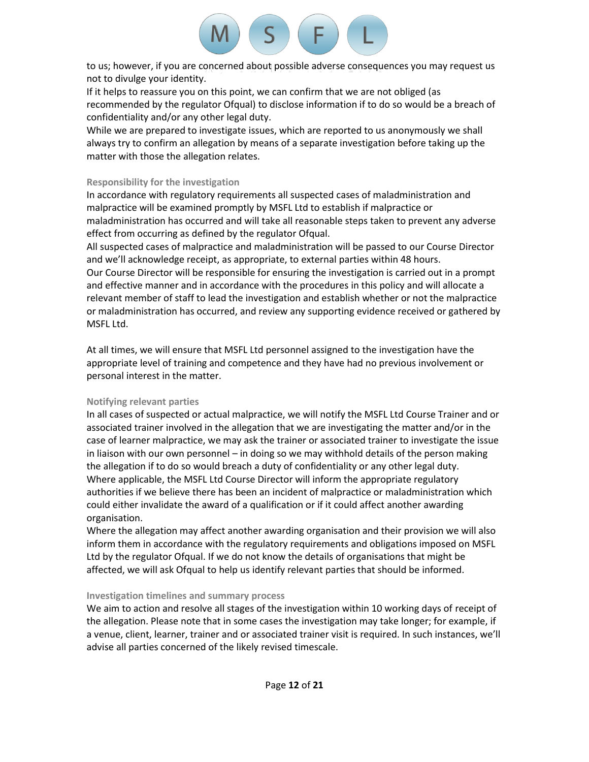to us; however, if you are concerned about possible adverse consequences you may request us not to divulge your identity.

If it helps to reassure you on this point, we can confirm that we are not obliged (as recommended by the regulator Ofqual) to disclose information if to do so would be a breach of confidentiality and/or any other legal duty.

While we are prepared to investigate issues, which are reported to us anonymously we shall always try to confirm an allegation by means of a separate investigation before taking up the matter with those the allegation relates.

### Responsibility for the investigation

In accordance with regulatory requirements all suspected cases of maladministration and malpractice will be examined promptly by MSFL Ltd to establish if malpractice or maladministration has occurred and will take all reasonable steps taken to prevent any adverse effect from occurring as defined by the regulator Ofqual.

All suspected cases of malpractice and maladministration will be passed to our Course Director and we'll acknowledge receipt, as appropriate, to external parties within 48 hours.

Our Course Director will be responsible for ensuring the investigation is carried out in a prompt and effective manner and in accordance with the procedures in this policy and will allocate a relevant member of staff to lead the investigation and establish whether or not the malpractice or maladministration has occurred, and review any supporting evidence received or gathered by MSFL Ltd.

At all times, we will ensure that MSFL Ltd personnel assigned to the investigation have the appropriate level of training and competence and they have had no previous involvement or personal interest in the matter.

### Notifying relevant parties

In all cases of suspected or actual malpractice, we will notify the MSFL Ltd Course Trainer and or associated trainer involved in the allegation that we are investigating the matter and/or in the case of learner malpractice, we may ask the trainer or associated trainer to investigate the issue in liaison with our own personnel – in doing so we may withhold details of the person making the allegation if to do so would breach a duty of confidentiality or any other legal duty.

Where applicable, the MSFL Ltd Course Director will inform the appropriate regulatory authorities if we believe there has been an incident of malpractice or maladministration which could either invalidate the award of a qualification or if it could affect another awarding organisation.

Where the allegation may affect another awarding organisation and their provision we will also inform them in accordance with the regulatory requirements and obligations imposed on MSFL Ltd by the regulator Ofqual. If we do not know the details of organisations that might be affected, we will ask Ofqual to help us identify relevant parties that should be informed.

### Investigation timelines and summary process

We aim to action and resolve all stages of the investigation within 10 working days of receipt of the allegation. Please note that in some cases the investigation may take longer; for example, if a venue, client, learner, trainer and or associated trainer visit is required. In such instances, we'll advise all parties concerned of the likely revised timescale.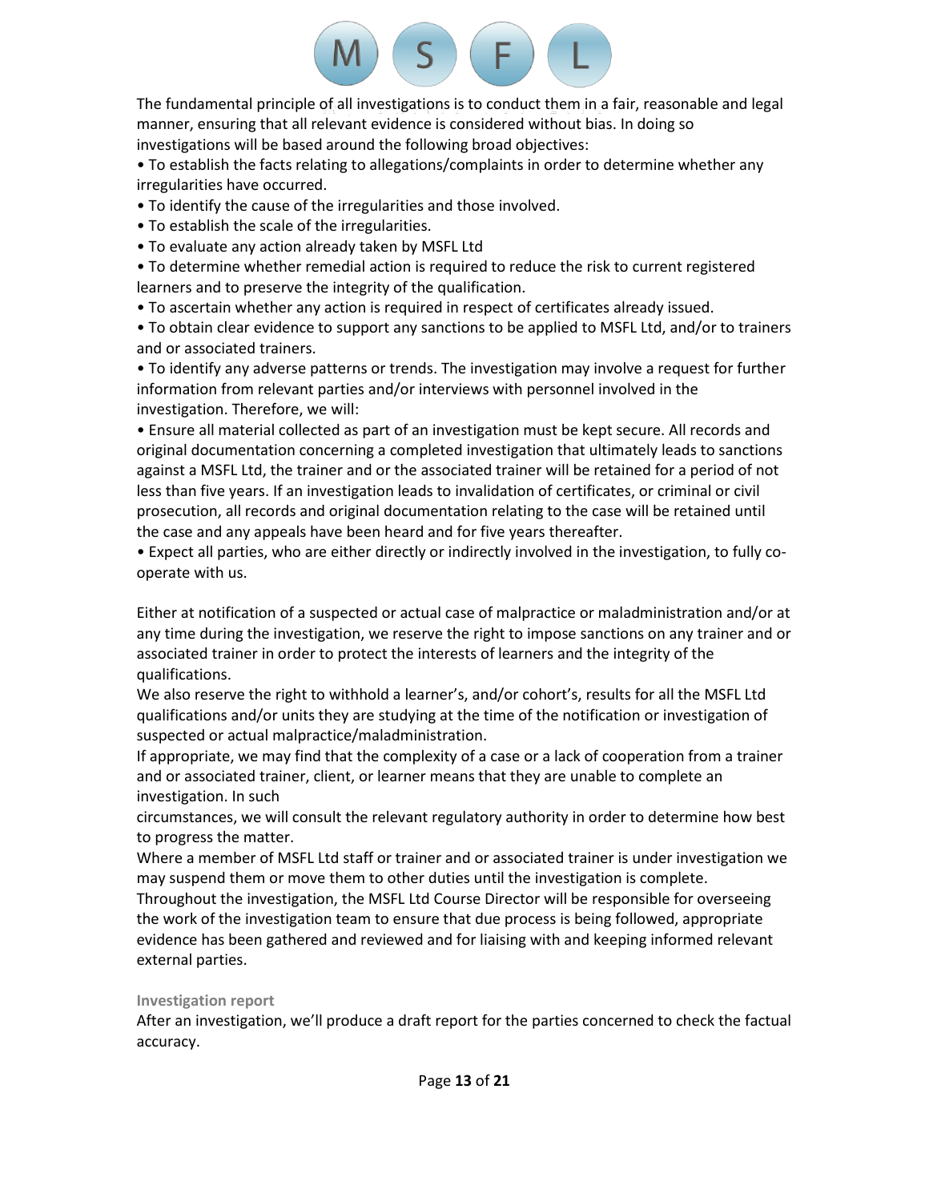The fundamental principle of all investigations is to conduct them in a fair, reasonable and legal manner, ensuring that all relevant evidence is considered without bias. In doing so investigations will be based around the following broad objectives:

- To establish the facts relating to allegations/complaints in order to determine whether any irregularities have occurred.
- To identify the cause of the irregularities and those involved.
- To establish the scale of the irregularities.
- To evaluate any action already taken by MSFL Ltd
- To determine whether remedial action is required to reduce the risk to current registered learners and to preserve the integrity of the qualification.
- To ascertain whether any action is required in respect of certificates already issued.
- To obtain clear evidence to support any sanctions to be applied to MSFL Ltd, and/or to trainers and or associated trainers.
- To identify any adverse patterns or trends. The investigation may involve a request for further information from relevant parties and/or interviews with personnel involved in the investigation. Therefore, we will:
- Ensure all material collected as part of an investigation must be kept secure. All records and original documentation concerning a completed investigation that ultimately leads to sanctions against a MSFL Ltd, the trainer and or the associated trainer will be retained for a period of not less than five years. If an investigation leads to invalidation of certificates, or criminal or civil prosecution, all records and original documentation relating to the case will be retained until the case and any appeals have been heard and for five years thereafter.
- Expect all parties, who are either directly or indirectly involved in the investigation, to fully co-operate with us.

Either at notification of a suspected or actual case of malpractice or maladministration and/or at any time during the investigation, we reserve the right to impose sanctions on any trainer and or associated trainer in order to protect the interests of learners and the integrity of the qualifications.

We also reserve the right to withhold a learner's, and/or cohort's, results for all the MSFL Ltd qualifications and/or units they are studying at the time of the notification or investigation of suspected or actual malpractice/maladministration.

If appropriate, we may find that the complexity of a case or a lack of cooperation from a trainer and or associated trainer, client, or learner means that they are unable to complete an investigation. In such circumstances, we will consult the relevant regulatory authority in order to determine how best to progress the matter.

Where a member of MSFL Ltd staff or trainer and or associated trainer is under investigation we may suspend them or move them to other duties until the investigation is complete.

Throughout the investigation, the MSFL Ltd Course Director will be responsible for overseeing the work of the investigation team to ensure that due process is being followed, appropriate evidence has been gathered and reviewed and for liaising with and keeping informed relevant external parties.

### Investigation report

After an investigation, we'll produce a draft report for the parties concerned to check the factual accuracy.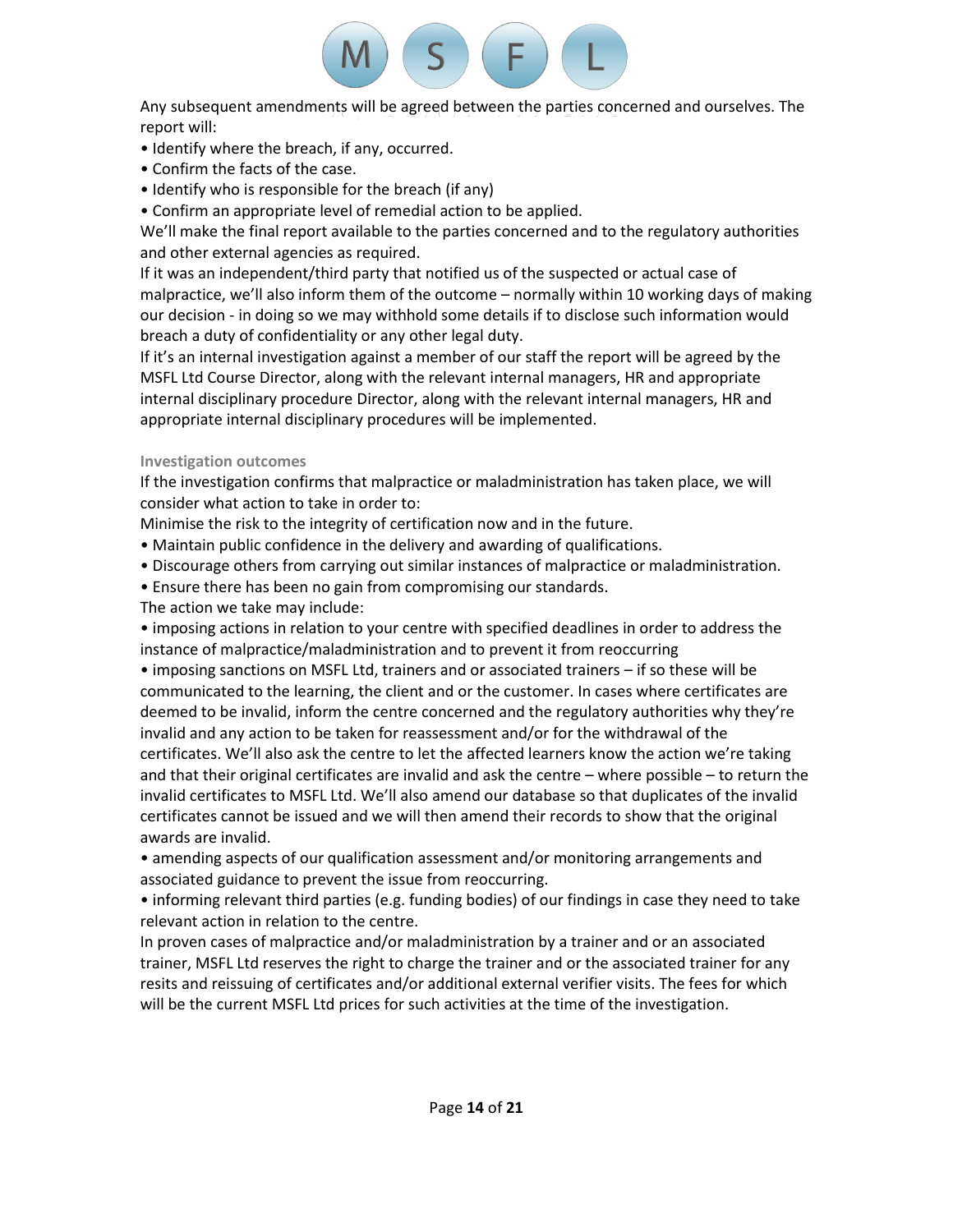Any subsequent amendments will be agreed between the parties concerned and ourselves. The report will:

- Identify where the breach, if any, occurred.
- Confirm the facts of the case.
- Identify who is responsible for the breach (if any)
- Confirm an appropriate level of remedial action to be applied.

We'll make the final report available to the parties concerned and to the regulatory authorities and other external agencies as required.

If it was an independent/third party that notified us of the suspected or actual case of malpractice, we'll also inform them of the outcome – normally within 10 working days of making our decision - in doing so we may withhold some details if to disclose such information would breach a duty of confidentiality or any other legal duty.

If it's an internal investigation against a member of our staff the report will be agreed by the MSFL Ltd Course Director, along with the relevant internal managers, HR and appropriate internal disciplinary procedure Director, along with the relevant internal managers, HR and appropriate internal disciplinary procedures will be implemented.

### Investigation outcomes

If the investigation confirms that malpractice or maladministration has taken place, we will consider what action to take in order to:

Minimise the risk to the integrity of certification now and in the future.

- Maintain public confidence in the delivery and awarding of qualifications.
- Discourage others from carrying out similar instances of malpractice or maladministration.
- Ensure there has been no gain from compromising our standards.

The action we take may include:

- imposing actions in relation to your centre with specified deadlines in order to address the instance of malpractice/maladministration and to prevent it from reoccurring
- imposing sanctions on MSFL Ltd, trainers and or associated trainers – if so these will be communicated to the learning, the client and or the customer. In cases where certificates are deemed to be invalid, inform the centre concerned and the regulatory authorities why they're invalid and any action to be taken for reassessment and/or for the withdrawal of the certificates. We'll also ask the centre to let the affected learners know the action we're taking and that their original certificates are invalid and ask the centre – where possible – to return the invalid certificates to MSFL Ltd. We'll also amend our database so that duplicates of the invalid certificates cannot be issued and we will then amend their records to show that the original awards are invalid.
- amending aspects of our qualification assessment and/or monitoring arrangements and associated guidance to prevent the issue from reoccurring.
- informing relevant third parties (e.g. funding bodies) of our findings in case they need to take relevant action in relation to the centre.

In proven cases of malpractice and/or maladministration by a trainer and or an associated trainer, MSFL Ltd reserves the right to charge the trainer and or the associated trainer for any resits and reissuing of certificates and/or additional external verifier visits. The fees for which will be the current MSFL Ltd prices for such activities at the time of the investigation.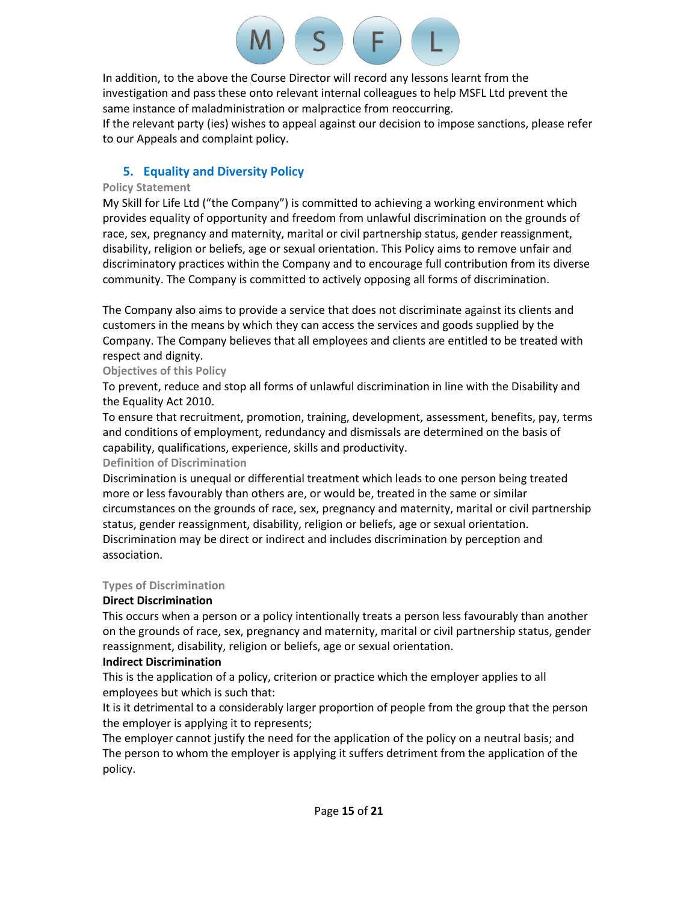In addition, to the above the Course Director will record any lessons learnt from the investigation and pass these onto relevant internal colleagues to help MSFL Ltd prevent the same instance of maladministration or malpractice from reoccurring.

If the relevant party (ies) wishes to appeal against our decision to impose sanctions, please refer to our Appeals and complaint policy.

## 5. Equality and Diversity Policy

### Policy Statement

My Skill for Life Ltd ("the Company") is committed to achieving a working environment which provides equality of opportunity and freedom from unlawful discrimination on the grounds of race, sex, pregnancy and maternity, marital or civil partnership status, gender reassignment, disability, religion or beliefs, age or sexual orientation. This Policy aims to remove unfair and discriminatory practices within the Company and to encourage full contribution from its diverse community. The Company is committed to actively opposing all forms of discrimination.

The Company also aims to provide a service that does not discriminate against its clients and customers in the means by which they can access the services and goods supplied by the Company. The Company believes that all employees and clients are entitled to be treated with respect and dignity.

### Objectives of this Policy

To prevent, reduce and stop all forms of unlawful discrimination in line with the Disability and the Equality Act 2010.

To ensure that recruitment, promotion, training, development, assessment, benefits, pay, terms and conditions of employment, redundancy and dismissals are determined on the basis of capability, qualifications, experience, skills and productivity.

### Definition of Discrimination

Discrimination is unequal or differential treatment which leads to one person being treated more or less favourably than others are, or would be, treated in the same or similar circumstances on the grounds of race, sex, pregnancy and maternity, marital or civil partnership status, gender reassignment, disability, religion or beliefs, age or sexual orientation. Discrimination may be direct or indirect and includes discrimination by perception and association.

### Types of Discrimination

**Direct Discrimination**

This occurs when a person or a policy intentionally treats a person less favourably than another on the grounds of race, sex, pregnancy and maternity, marital or civil partnership status, gender reassignment, disability, religion or beliefs, age or sexual orientation.

**Indirect Discrimination**

This is the application of a policy, criterion or practice which the employer applies to all employees but which is such that:

It is it detrimental to a considerably larger proportion of people from the group that the person the employer is applying it to represents;

The employer cannot justify the need for the application of the policy on a neutral basis; and

The person to whom the employer is applying it suffers detriment from the application of the policy.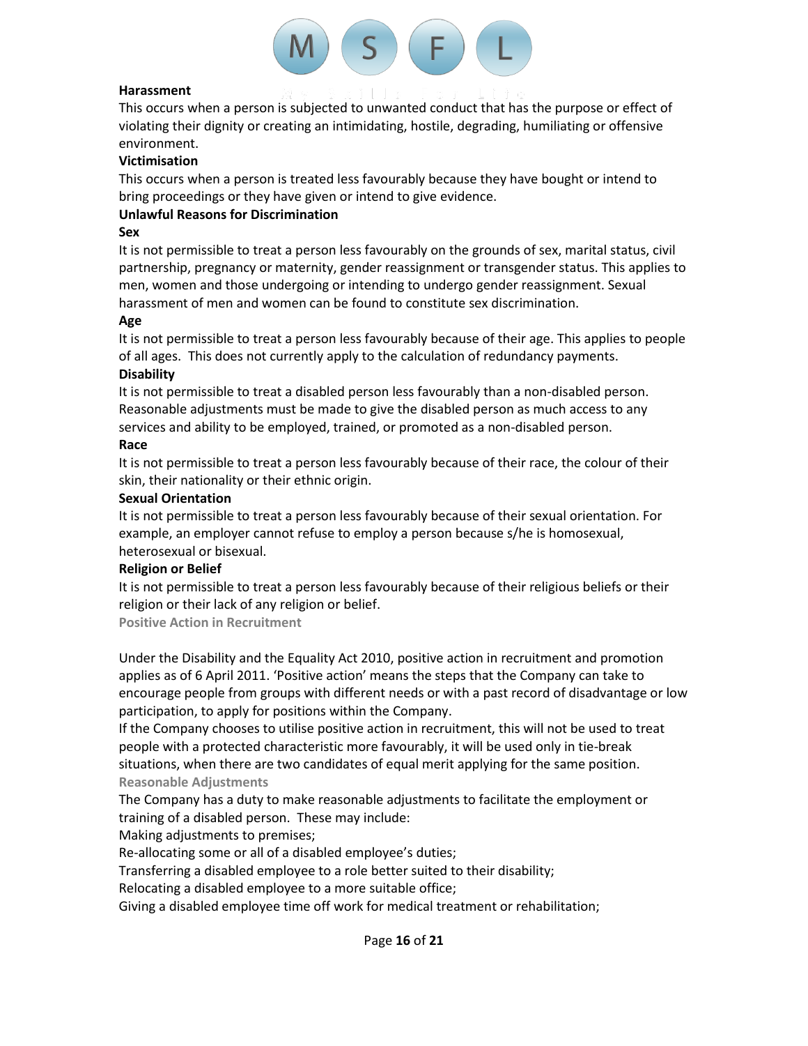**Harassment**

This occurs when a person is subjected to unwanted conduct that has the purpose or effect of violating their dignity or creating an intimidating, hostile, degrading, humiliating or offensive environment.

**Victimisation**

This occurs when a person is treated less favourably because they have bought or intend to bring proceedings or they have given or intend to give evidence.

**Unlawful Reasons for Discrimination**

**Sex**

It is not permissible to treat a person less favourably on the grounds of sex, marital status, civil partnership, pregnancy or maternity, gender reassignment or transgender status. This applies to men, women and those undergoing or intending to undergo gender reassignment. Sexual harassment of men and women can be found to constitute sex discrimination.

**Age**

It is not permissible to treat a person less favourably because of their age. This applies to people of all ages. This does not currently apply to the calculation of redundancy payments.

**Disability**

It is not permissible to treat a disabled person less favourably than a non-disabled person. Reasonable adjustments must be made to give the disabled person as much access to any services and ability to be employed, trained, or promoted as a non-disabled person.

**Race**

It is not permissible to treat a person less favourably because of their race, the colour of their skin, their nationality or their ethnic origin.

**Sexual Orientation**

It is not permissible to treat a person less favourably because of their sexual orientation. For example, an employer cannot refuse to employ a person because s/he is homosexual, heterosexual or bisexual.

**Religion or Belief**

It is not permissible to treat a person less favourably because of their religious beliefs or their religion or their lack of any religion or belief.

**Positive Action in Recruitment**

Under the Disability and the Equality Act 2010, positive action in recruitment and promotion applies as of 6 April 2011. 'Positive action' means the steps that the Company can take to encourage people from groups with different needs or with a past record of disadvantage or low participation, to apply for positions within the Company.

If the Company chooses to utilise positive action in recruitment, this will not be used to treat people with a protected characteristic more favourably, it will be used only in tie-break situations, when there are two candidates of equal merit applying for the same position.

**Reasonable Adjustments**

The Company has a duty to make reasonable adjustments to facilitate the employment or training of a disabled person. These may include:

Making adjustments to premises;

Re-allocating some or all of a disabled employee's duties;

Transferring a disabled employee to a role better suited to their disability;

Relocating a disabled employee to a more suitable office;

Giving a disabled employee time off work for medical treatment or rehabilitation;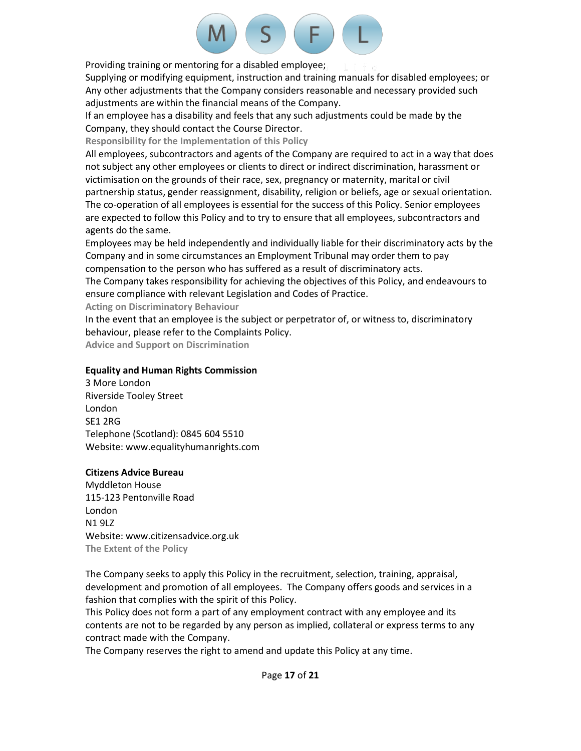Providing training or mentoring for a disabled employee;

Supplying or modifying equipment, instruction and training manuals for disabled employees; or

Any other adjustments that the Company considers reasonable and necessary provided such adjustments are within the financial means of the Company.

If an employee has a disability and feels that any such adjustments could be made by the Company, they should contact the Course Director.

### Responsibility for the Implementation of this Policy

All employees, subcontractors and agents of the Company are required to act in a way that does not subject any other employees or clients to direct or indirect discrimination, harassment or victimisation on the grounds of their race, sex, pregnancy or maternity, marital or civil partnership status, gender reassignment, disability, religion or beliefs, age or sexual orientation.

The co-operation of all employees is essential for the success of this Policy. Senior employees are expected to follow this Policy and to try to ensure that all employees, subcontractors and agents do the same.

Employees may be held independently and individually liable for their discriminatory acts by the Company and in some circumstances an Employment Tribunal may order them to pay compensation to the person who has suffered as a result of discriminatory acts.

The Company takes responsibility for achieving the objectives of this Policy, and endeavours to ensure compliance with relevant Legislation and Codes of Practice.

### Acting on Discriminatory Behaviour

In the event that an employee is the subject or perpetrator of, or witness to, discriminatory behaviour, please refer to the Complaints Policy.

### Advice and Support on Discrimination

**Equality and Human Rights Commission**

3 More London
Riverside Tooley Street
London
SE1 2RG
Telephone (Scotland): 0845 604 5510
Website: www.equalityhumanrights.com

**Citizens Advice Bureau**

Myddleton House
115-123 Pentonville Road
London
N1 9LZ
Website: www.citizensadvice.org.uk

### The Extent of the Policy

The Company seeks to apply this Policy in the recruitment, selection, training, appraisal, development and promotion of all employees. The Company offers goods and services in a fashion that complies with the spirit of this Policy.

This Policy does not form a part of any employment contract with any employee and its contents are not to be regarded by any person as implied, collateral or express terms to any contract made with the Company.

The Company reserves the right to amend and update this Policy at any time.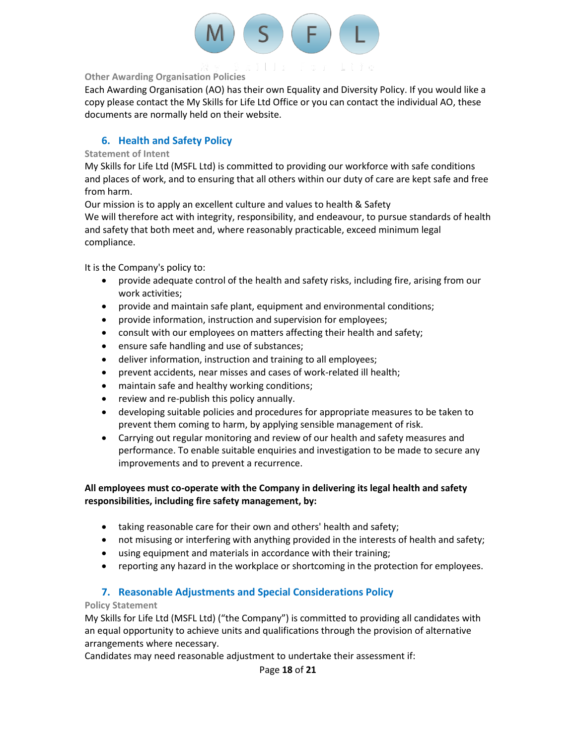### Other Awarding Organisation Policies

Each Awarding Organisation (AO) has their own Equality and Diversity Policy. If you would like a copy please contact the My Skills for Life Ltd Office or you can contact the individual AO, these documents are normally held on their website.

## 6. Health and Safety Policy

### Statement of Intent

My Skills for Life Ltd (MSFL Ltd) is committed to providing our workforce with safe conditions and places of work, and to ensuring that all others within our duty of care are kept safe and free from harm.

Our mission is to apply an excellent culture and values to health & Safety

We will therefore act with integrity, responsibility, and endeavour, to pursue standards of health and safety that both meet and, where reasonably practicable, exceed minimum legal compliance.

It is the Company's policy to:

- provide adequate control of the health and safety risks, including fire, arising from our work activities;
- provide and maintain safe plant, equipment and environmental conditions;
- provide information, instruction and supervision for employees;
- consult with our employees on matters affecting their health and safety;
- ensure safe handling and use of substances;
- deliver information, instruction and training to all employees;
- prevent accidents, near misses and cases of work-related ill health;
- maintain safe and healthy working conditions;
- review and re-publish this policy annually.
- developing suitable policies and procedures for appropriate measures to be taken to prevent them coming to harm, by applying sensible management of risk.
- Carrying out regular monitoring and review of our health and safety measures and performance. To enable suitable enquiries and investigation to be made to secure any improvements and to prevent a recurrence.

**All employees must co-operate with the Company in delivering its legal health and safety responsibilities, including fire safety management, by:**

- taking reasonable care for their own and others' health and safety;
- not misusing or interfering with anything provided in the interests of health and safety;
- using equipment and materials in accordance with their training;
- reporting any hazard in the workplace or shortcoming in the protection for employees.

## 7. Reasonable Adjustments and Special Considerations Policy

### Policy Statement

My Skills for Life Ltd (MSFL Ltd) ("the Company") is committed to providing all candidates with an equal opportunity to achieve units and qualifications through the provision of alternative arrangements where necessary.

Candidates may need reasonable adjustment to undertake their assessment if: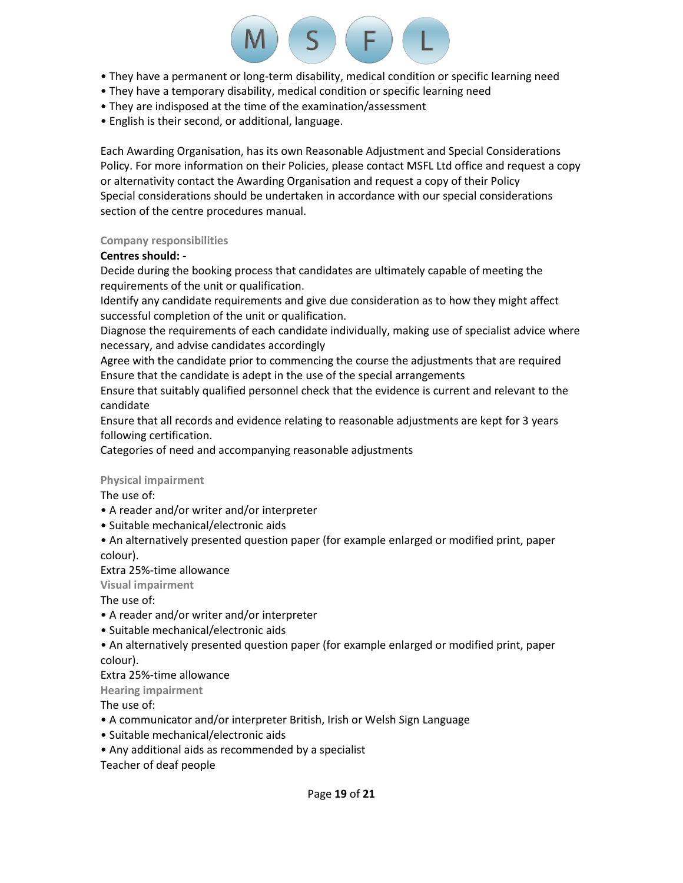- They have a permanent or long-term disability, medical condition or specific learning need
- They have a temporary disability, medical condition or specific learning need
- They are indisposed at the time of the examination/assessment
- English is their second, or additional, language.

Each Awarding Organisation, has its own Reasonable Adjustment and Special Considerations Policy. For more information on their Policies, please contact MSFL Ltd office and request a copy or alternativity contact the Awarding Organisation and request a copy of their Policy Special considerations should be undertaken in accordance with our special considerations section of the centre procedures manual.

### Company responsibilities

**Centres should: -**

Decide during the booking process that candidates are ultimately capable of meeting the requirements of the unit or qualification.

Identify any candidate requirements and give due consideration as to how they might affect successful completion of the unit or qualification.

Diagnose the requirements of each candidate individually, making use of specialist advice where necessary, and advise candidates accordingly

Agree with the candidate prior to commencing the course the adjustments that are required

Ensure that the candidate is adept in the use of the special arrangements

Ensure that suitably qualified personnel check that the evidence is current and relevant to the candidate

Ensure that all records and evidence relating to reasonable adjustments are kept for 3 years following certification.

Categories of need and accompanying reasonable adjustments

### Physical impairment

The use of:

- A reader and/or writer and/or interpreter
- Suitable mechanical/electronic aids
- An alternatively presented question paper (for example enlarged or modified print, paper colour).

Extra 25%-time allowance

### Visual impairment

The use of:

- A reader and/or writer and/or interpreter
- Suitable mechanical/electronic aids
- An alternatively presented question paper (for example enlarged or modified print, paper colour).

Extra 25%-time allowance

### Hearing impairment

The use of:

- A communicator and/or interpreter British, Irish or Welsh Sign Language
- Suitable mechanical/electronic aids
- Any additional aids as recommended by a specialist

Teacher of deaf people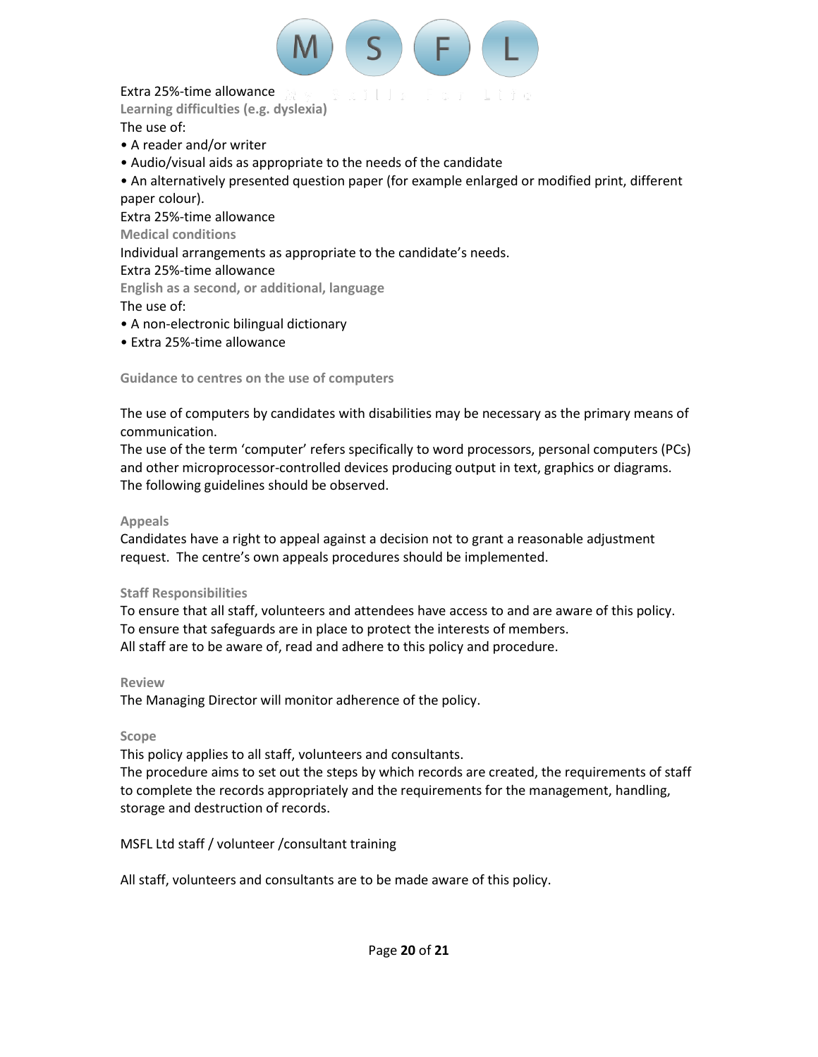Extra 25%-time allowance

**Learning difficulties (e.g. dyslexia)**

The use of:

- A reader and/or writer
- Audio/visual aids as appropriate to the needs of the candidate
- An alternatively presented question paper (for example enlarged or modified print, different paper colour).

Extra 25%-time allowance

**Medical conditions**

Individual arrangements as appropriate to the candidate's needs.

Extra 25%-time allowance

**English as a second, or additional, language**

The use of:

- A non-electronic bilingual dictionary
- Extra 25%-time allowance

**Guidance to centres on the use of computers**

The use of computers by candidates with disabilities may be necessary as the primary means of communication.

The use of the term 'computer' refers specifically to word processors, personal computers (PCs) and other microprocessor-controlled devices producing output in text, graphics or diagrams.

The following guidelines should be observed.

**Appeals**

Candidates have a right to appeal against a decision not to grant a reasonable adjustment request. The centre's own appeals procedures should be implemented.

**Staff Responsibilities**

To ensure that all staff, volunteers and attendees have access to and are aware of this policy.

To ensure that safeguards are in place to protect the interests of members.

All staff are to be aware of, read and adhere to this policy and procedure.

**Review**

The Managing Director will monitor adherence of the policy.

**Scope**

This policy applies to all staff, volunteers and consultants.

The procedure aims to set out the steps by which records are created, the requirements of staff to complete the records appropriately and the requirements for the management, handling, storage and destruction of records.

MSFL Ltd staff / volunteer /consultant training

All staff, volunteers and consultants are to be made aware of this policy.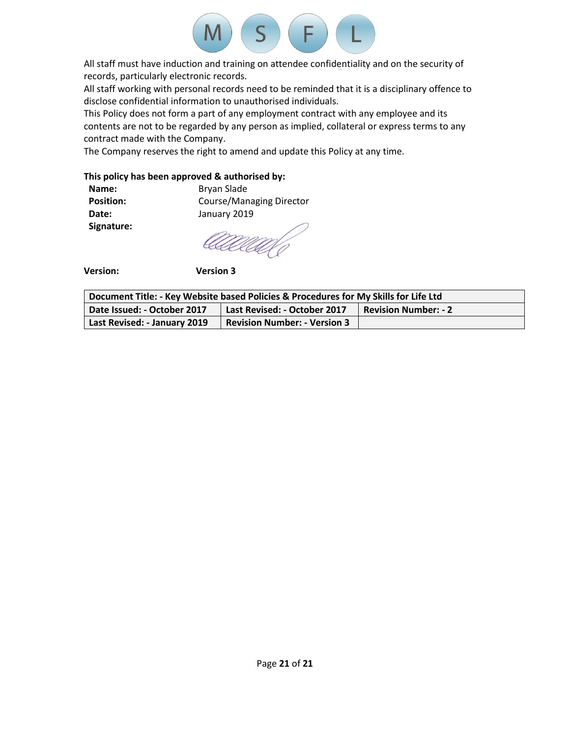All staff must have induction and training on attendee confidentiality and on the security of records, particularly electronic records.

All staff working with personal records need to be reminded that it is a disciplinary offence to disclose confidential information to unauthorised individuals.

This Policy does not form a part of any employment contract with any employee and its contents are not to be regarded by any person as implied, collateral or express terms to any contract made with the Company.

The Company reserves the right to amend and update this Policy at any time.

**This policy has been approved & authorised by:**

**Name:** Bryan Slade

**Position:** Course/Managing Director

**Date:** January 2019

**Signature:**

**Version:** **Version 3**

| | | |
|---|---|---|
| **Document Title: - Key Website based Policies & Procedures for My Skills for Life Ltd** | | |
| **Date Issued: - October 2017** | **Last Revised: - October 2017** | **Revision Number: - 2** |
| **Last Revised: - January 2019** | **Revision Number: - Version 3** | |